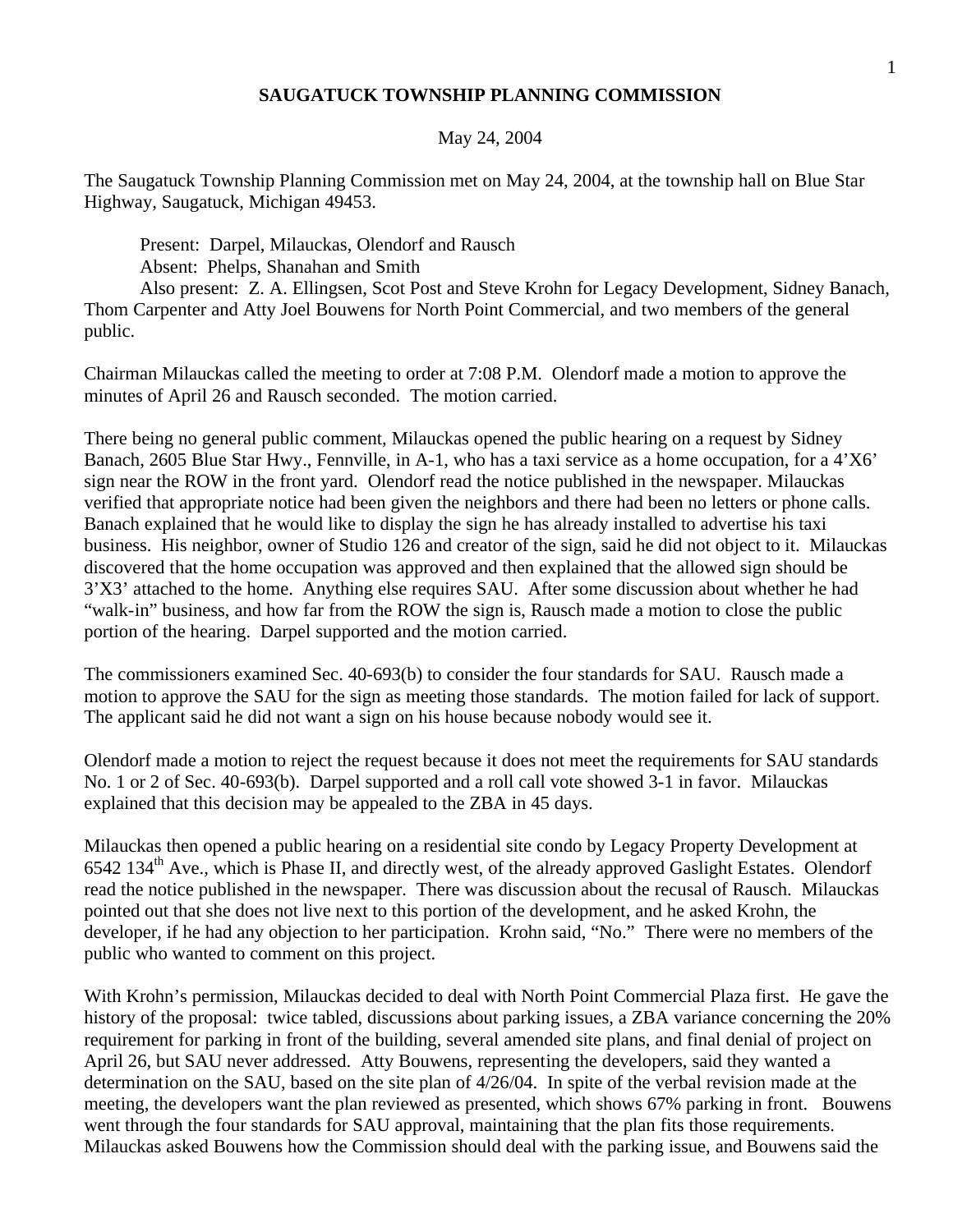# SAUGATUCK TOWNSHIP PLANNING COMMISSION

May 24, 2004

The Saugatuck Township Planning Commission met on May 24, 2004, at the township hall on Blue Star Highway, Saugatuck, Michigan 49453.

Present: Darpel, Milauckas, Olendorf and Rausch
Absent: Phelps, Shanahan and Smith
Also present: Z. A. Ellingsen, Scot Post and Steve Krohn for Legacy Development, Sidney Banach, Thom Carpenter and Atty Joel Bouwens for North Point Commercial, and two members of the general public.

Chairman Milauckas called the meeting to order at 7:08 P.M. Olendorf made a motion to approve the minutes of April 26 and Rausch seconded. The motion carried.

There being no general public comment, Milauckas opened the public hearing on a request by Sidney Banach, 2605 Blue Star Hwy., Fennville, in A-1, who has a taxi service as a home occupation, for a 4'X6' sign near the ROW in the front yard. Olendorf read the notice published in the newspaper. Milauckas verified that appropriate notice had been given the neighbors and there had been no letters or phone calls. Banach explained that he would like to display the sign he has already installed to advertise his taxi business. His neighbor, owner of Studio 126 and creator of the sign, said he did not object to it. Milauckas discovered that the home occupation was approved and then explained that the allowed sign should be 3'X3' attached to the home. Anything else requires SAU. After some discussion about whether he had "walk-in" business, and how far from the ROW the sign is, Rausch made a motion to close the public portion of the hearing. Darpel supported and the motion carried.

The commissioners examined Sec. 40-693(b) to consider the four standards for SAU. Rausch made a motion to approve the SAU for the sign as meeting those standards. The motion failed for lack of support. The applicant said he did not want a sign on his house because nobody would see it.

Olendorf made a motion to reject the request because it does not meet the requirements for SAU standards No. 1 or 2 of Sec. 40-693(b). Darpel supported and a roll call vote showed 3-1 in favor. Milauckas explained that this decision may be appealed to the ZBA in 45 days.

Milauckas then opened a public hearing on a residential site condo by Legacy Property Development at 6542 134th Ave., which is Phase II, and directly west, of the already approved Gaslight Estates. Olendorf read the notice published in the newspaper. There was discussion about the recusal of Rausch. Milauckas pointed out that she does not live next to this portion of the development, and he asked Krohn, the developer, if he had any objection to her participation. Krohn said, "No." There were no members of the public who wanted to comment on this project.

With Krohn's permission, Milauckas decided to deal with North Point Commercial Plaza first. He gave the history of the proposal: twice tabled, discussions about parking issues, a ZBA variance concerning the 20% requirement for parking in front of the building, several amended site plans, and final denial of project on April 26, but SAU never addressed. Atty Bouwens, representing the developers, said they wanted a determination on the SAU, based on the site plan of 4/26/04. In spite of the verbal revision made at the meeting, the developers want the plan reviewed as presented, which shows 67% parking in front. Bouwens went through the four standards for SAU approval, maintaining that the plan fits those requirements. Milauckas asked Bouwens how the Commission should deal with the parking issue, and Bouwens said the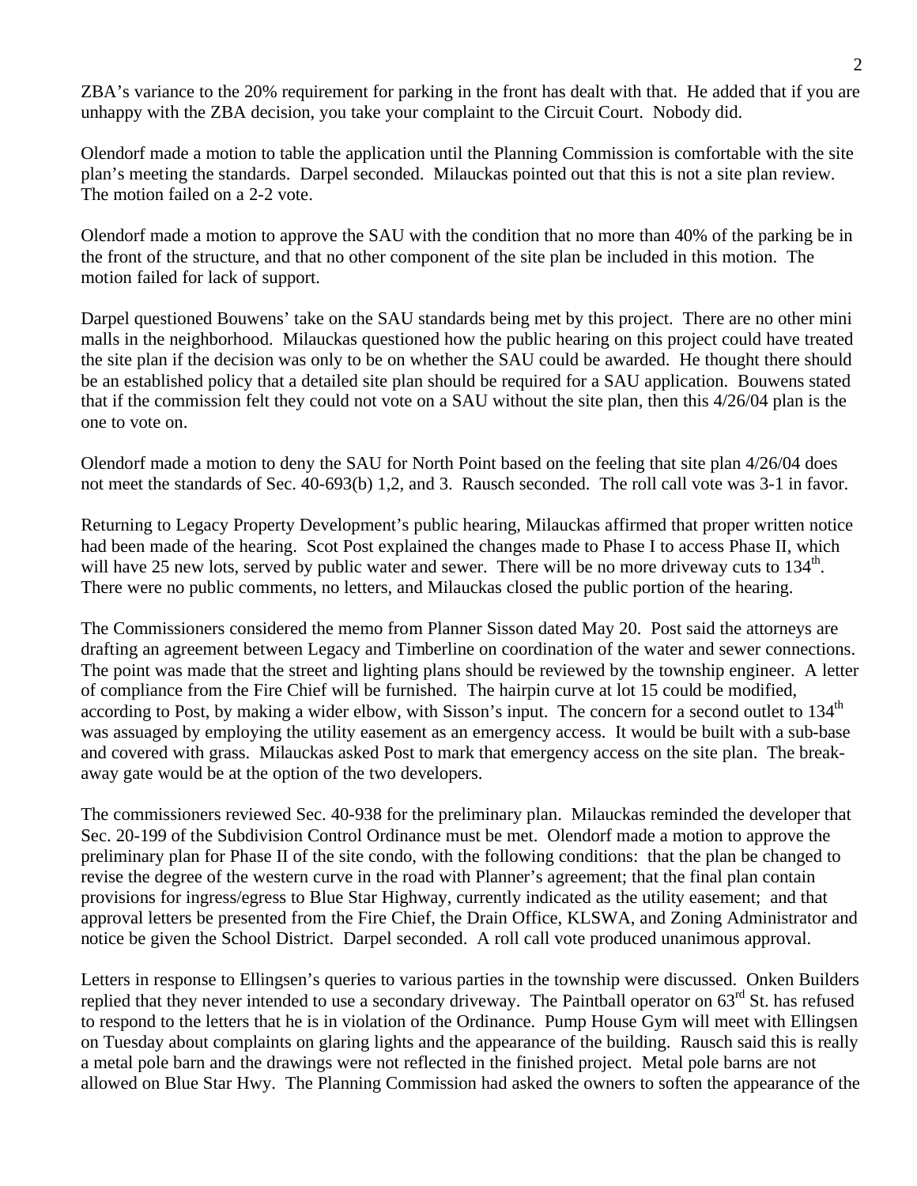ZBA's variance to the 20% requirement for parking in the front has dealt with that. He added that if you are unhappy with the ZBA decision, you take your complaint to the Circuit Court. Nobody did.

Olendorf made a motion to table the application until the Planning Commission is comfortable with the site plan's meeting the standards. Darpel seconded. Milauckas pointed out that this is not a site plan review. The motion failed on a 2-2 vote.

Olendorf made a motion to approve the SAU with the condition that no more than 40% of the parking be in the front of the structure, and that no other component of the site plan be included in this motion. The motion failed for lack of support.

Darpel questioned Bouwens' take on the SAU standards being met by this project. There are no other mini malls in the neighborhood. Milauckas questioned how the public hearing on this project could have treated the site plan if the decision was only to be on whether the SAU could be awarded. He thought there should be an established policy that a detailed site plan should be required for a SAU application. Bouwens stated that if the commission felt they could not vote on a SAU without the site plan, then this 4/26/04 plan is the one to vote on.

Olendorf made a motion to deny the SAU for North Point based on the feeling that site plan 4/26/04 does not meet the standards of Sec. 40-693(b) 1,2, and 3. Rausch seconded. The roll call vote was 3-1 in favor.

Returning to Legacy Property Development's public hearing, Milauckas affirmed that proper written notice had been made of the hearing. Scot Post explained the changes made to Phase I to access Phase II, which will have 25 new lots, served by public water and sewer. There will be no more driveway cuts to 134th. There were no public comments, no letters, and Milauckas closed the public portion of the hearing.

The Commissioners considered the memo from Planner Sisson dated May 20. Post said the attorneys are drafting an agreement between Legacy and Timberline on coordination of the water and sewer connections. The point was made that the street and lighting plans should be reviewed by the township engineer. A letter of compliance from the Fire Chief will be furnished. The hairpin curve at lot 15 could be modified, according to Post, by making a wider elbow, with Sisson's input. The concern for a second outlet to 134th was assuaged by employing the utility easement as an emergency access. It would be built with a sub-base and covered with grass. Milauckas asked Post to mark that emergency access on the site plan. The break-away gate would be at the option of the two developers.

The commissioners reviewed Sec. 40-938 for the preliminary plan. Milauckas reminded the developer that Sec. 20-199 of the Subdivision Control Ordinance must be met. Olendorf made a motion to approve the preliminary plan for Phase II of the site condo, with the following conditions: that the plan be changed to revise the degree of the western curve in the road with Planner's agreement; that the final plan contain provisions for ingress/egress to Blue Star Highway, currently indicated as the utility easement; and that approval letters be presented from the Fire Chief, the Drain Office, KLSWA, and Zoning Administrator and notice be given the School District. Darpel seconded. A roll call vote produced unanimous approval.

Letters in response to Ellingsen's queries to various parties in the township were discussed. Onken Builders replied that they never intended to use a secondary driveway. The Paintball operator on 63rd St. has refused to respond to the letters that he is in violation of the Ordinance. Pump House Gym will meet with Ellingsen on Tuesday about complaints on glaring lights and the appearance of the building. Rausch said this is really a metal pole barn and the drawings were not reflected in the finished project. Metal pole barns are not allowed on Blue Star Hwy. The Planning Commission had asked the owners to soften the appearance of the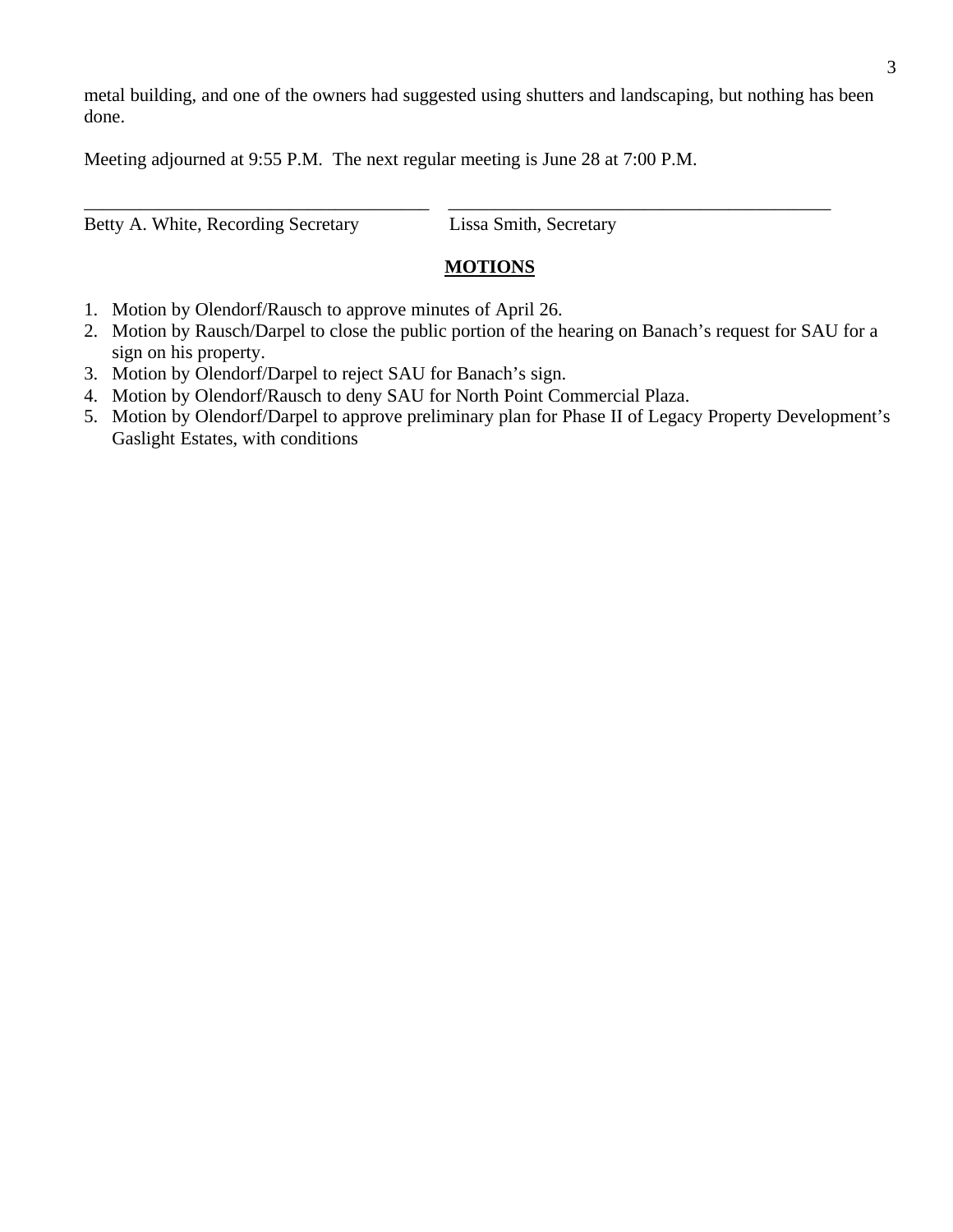metal building, and one of the owners had suggested using shutters and landscaping, but nothing has been done.

Meeting adjourned at 9:55 P.M. The next regular meeting is June 28 at 7:00 P.M.

\_\_\_\_\_\_\_\_\_\_\_\_\_\_\_\_\_\_\_\_\_\_\_\_\_\_\_\_\_\_\_\_\_\_\_\_\_\_ \_\_\_\_\_\_\_\_\_\_\_\_\_\_\_\_\_\_\_\_\_\_\_\_\_\_\_\_\_\_\_\_\_\_\_\_\_\_\_\_\_\_

Betty A. White, Recording Secretary Lissa Smith, Secretary

**MOTIONS**

1. Motion by Olendorf/Rausch to approve minutes of April 26.
2. Motion by Rausch/Darpel to close the public portion of the hearing on Banach's request for SAU for a sign on his property.
3. Motion by Olendorf/Darpel to reject SAU for Banach's sign.
4. Motion by Olendorf/Rausch to deny SAU for North Point Commercial Plaza.
5. Motion by Olendorf/Darpel to approve preliminary plan for Phase II of Legacy Property Development's Gaslight Estates, with conditions